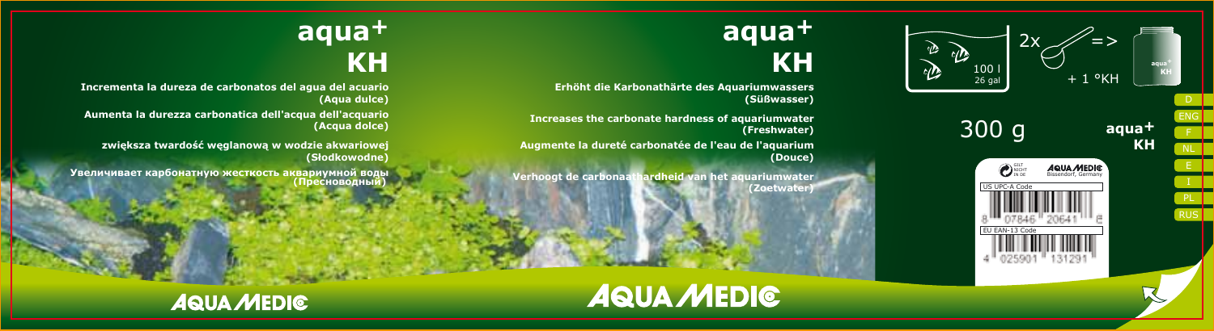# aqua⁺ KH

**Incrementa la dureza de carbonatos del agua del acuario (Aqua dulce)**

**Aumenta la durezza carbonatica dell'acqua dell'acquario (Acqua dolce)**

**zwiększa twardość węglanową w wodzie akwariowej (Słodkowodne)**

**Увеличивает карбонатную жесткость аквариумной воды (Пресноводный)**

AQUA MEDIC

# aqua⁺ KH

**Erhöht die Karbonathärte des Aquariumwassers (Süßwasser)**

**Increases the carbonate hardness of aquariumwater (Freshwater)**

**Augmente la dureté carbonatée de l'eau de l'aquarium (Douce)**

**Verhoogt de carbonaathardheid van het aquariumwater (Zoetwater)**

AQUA MEDIC

100 l
26 gal

2x => + 1 °KH

aqua⁺ KH

300 g

aqua⁺ KH

D
ENG
F
NL
E
I
PL
RUS

GILT NICHT IN DE

AQUA MEDIC
Bissendorf, Germany

US UPC-A Code

8 07846 20641 8

EU EAN-13 Code

4 025901 131291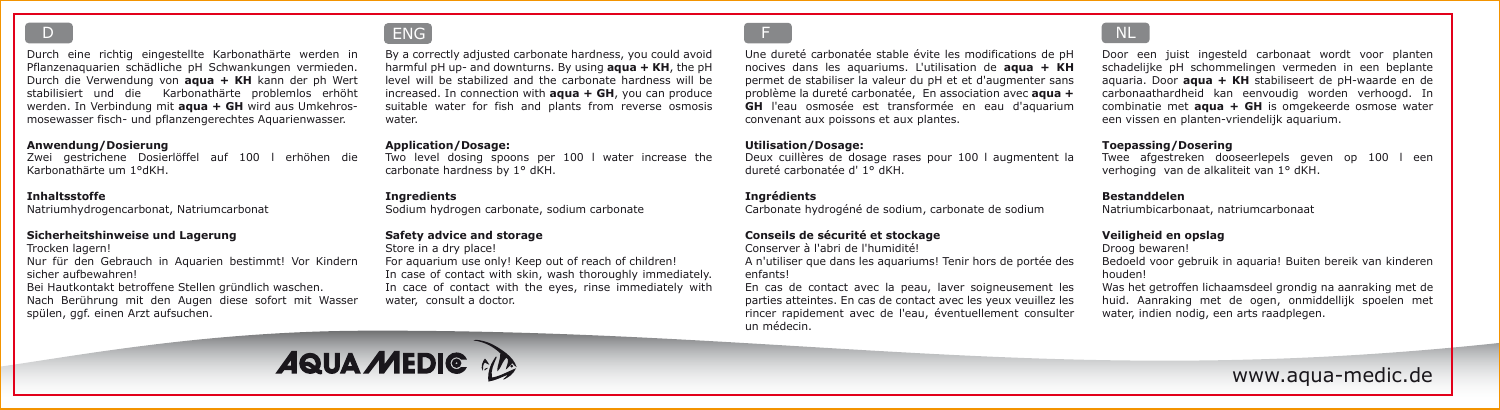## D

Durch eine richtig eingestellte Karbonathärte werden in Pflanzenaquarien schädliche pH Schwankungen vermieden. Durch die Verwendung von **aqua + KH** kann der ph Wert stabilisiert und die Karbonathärte problemlos erhöht werden. In Verbindung mit **aqua + GH** wird aus Umkehrosmosewasser fisch- und pflanzengerechtes Aquarienwasser.

### Anwendung/Dosierung

Zwei gestrichene Dosierlöffel auf 100 l erhöhen die Karbonathärte um 1°dKH.

### Inhaltsstoffe

Natriumhydrogencarbonat, Natriumcarbonat

### Sicherheitshinweise und Lagerung

Trocken lagern!

Nur für den Gebrauch in Aquarien bestimmt! Vor Kindern sicher aufbewahren!

Bei Hautkontakt betroffene Stellen gründlich waschen.

Nach Berührung mit den Augen diese sofort mit Wasser spülen, ggf. einen Arzt aufsuchen.

## ENG

By a correctly adjusted carbonate hardness, you could avoid harmful pH up- and downturns. By using **aqua + KH**, the pH level will be stabilized and the carbonate hardness will be increased. In connection with **aqua + GH**, you can produce suitable water for fish and plants from reverse osmosis water.

### Application/Dosage:

Two level dosing spoons per 100 l water increase the carbonate hardness by 1° dKH.

### Ingredients

Sodium hydrogen carbonate, sodium carbonate

### Safety advice and storage

Store in a dry place!

For aquarium use only! Keep out of reach of children!

In case of contact with skin, wash thoroughly immediately. In cace of contact with the eyes, rinse immediately with water, consult a doctor.

## F

Une dureté carbonatée stable évite les modifications de pH nocives dans les aquariums. L'utilisation de **aqua + KH** permet de stabiliser la valeur du pH et et d'augmenter sans problème la dureté carbonatée, En association avec **aqua + GH** l'eau osmosée est transformée en eau d'aquarium convenant aux poissons et aux plantes.

### Utilisation/Dosage:

Deux cuillères de dosage rases pour 100 l augmentent la dureté carbonatée d' 1° dKH.

### Ingrédients

Carbonate hydrogéné de sodium, carbonate de sodium

### Conseils de sécurité et stockage

Conserver à l'abri de l'humidité!

A n'utiliser que dans les aquariums! Tenir hors de portée des enfants!

En cas de contact avec la peau, laver soigneusement les parties atteintes. En cas de contact avec les yeux veuillez les rincer rapidement avec de l'eau, éventuellement consulter un médecin.

## NL

Door een juist ingesteld carbonaat wordt voor planten schadelijke pH schommelingen vermeden in een beplante aquaria. Door **aqua + KH** stabiliseert de pH-waarde en de carbonaathardheid kan eenvoudig worden verhoogd. In combinatie met **aqua + GH** is omgekeerde osmose water een vissen en planten-vriendelijk aquarium.

### Toepassing/Dosering

Twee afgestreken dooseerlepels geven op 100 l een verhoging van de alkaliteit van 1° dKH.

### Bestanddelen

Natriumbicarbonaat, natriumcarbonaat

### Veiligheid en opslag

Droog bewaren!

Bedoeld voor gebruik in aquaria! Buiten bereik van kinderen houden!

Was het getroffen lichaamsdeel grondig na aanraking met de huid. Aanraking met de ogen, onmiddellijk spoelen met water, indien nodig, een arts raadplegen.

AQUA MEDIC

www.aqua-medic.de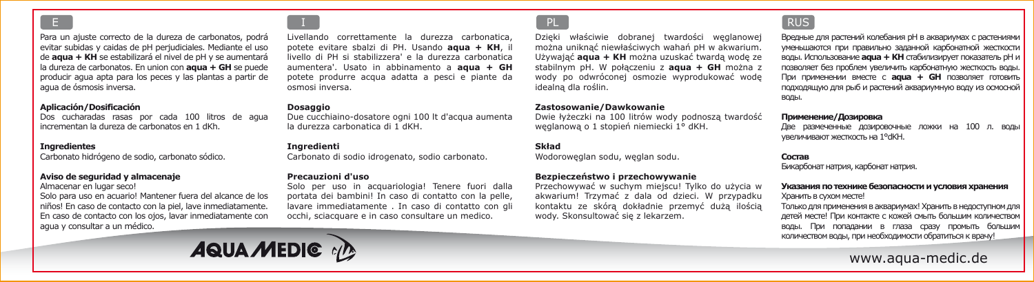## E

Para un ajuste correcto de la dureza de carbonatos, podrá evitar subidas y caidas de pH perjudiciales. Mediante el uso de **aqua + KH** se estabilizará el nivel de pH y se aumentará la dureza de carbonatos. En union con **aqua + GH** se puede producir agua apta para los peces y las plantas a partir de agua de ósmosis inversa.

**Aplicación/Dosificación**

Dos cucharadas rasas por cada 100 litros de agua incrementan la dureza de carbonatos en 1 dKh.

**Ingredientes**

Carbonato hidrógeno de sodio, carbonato sódico.

**Aviso de seguridad y almacenaje**

Almacenar en lugar seco!

Solo para uso en acuario! Mantener fuera del alcance de los niños! En caso de contacto con la piel, lave inmediatamente. En caso de contacto con los ojos, lavar inmediatamente con agua y consultar a un médico.

## I

Livellando correttamente la durezza carbonatica, potete evitare sbalzi di PH. Usando **aqua + KH**, il livello di PH si stabilizzera' e la durezza carbonatica aumentera'. Usato in abbinamento a **aqua + GH** potete produrre acqua adatta a pesci e piante da osmosi inversa.

**Dosaggio**

Due cucchiaino-dosatore ogni 100 lt d'acqua aumenta la durezza carbonatica di 1 dKH.

**Ingredienti**

Carbonato di sodio idrogenato, sodio carbonato.

**Precauzioni d'uso**

Solo per uso in acquariologia! Tenere fuori dalla portata dei bambini! In caso di contatto con la pelle, lavare immediatamente . In caso di contatto con gli occhi, sciacquare e in caso consultare un medico.

AQUA MEDIC

## PL

Dzięki właściwie dobranej twardości węglanowej można uniknąć niewłaściwych wahań pH w akwarium. Używając **aqua + KH** można uzuskać twardą wodę ze stabilnym pH. W połączeniu z **aqua + GH** można z wody po odwróconej osmozie wyprodukować wodę idealną dla roślin.

**Zastosowanie/Dawkowanie**

Dwie łyżeczki na 100 litrów wody podnoszą twardość węglanową o 1 stopień niemiecki 1° dKH.

**Skład**

Wodorowęglan sodu, węglan sodu.

**Bezpieczeństwo i przechowywanie**

Przechowywać w suchym miejscu! Tylko do użycia w akwarium! Trzymać z dala od dzieci. W przypadku kontaktu ze skórą dokładnie przemyć dużą ilością wody. Skonsultować się z lekarzem.

## RUS

Вредные для растений колебания pH в аквариумах с растениями уменьшаются при правильно заданной карбонатной жесткости воды. Использование **aqua + KH** стабилизирует показатель pH и позволяет без проблем увеличить карбонатную жесткость воды. При применении вместе с **aqua + GH** позволяет готовить подходящую для рыб и растений аквариумную воду из осмосной воды.

**Применение/Дозировка**

Две размеченные дозировочные ложки на 100 л. воды увеличивают жесткость на 1°dKH.

**Состав**

Бикарбонат натрия, карбонат натрия.

**Указания по технике безопасности и условия хранения**

Хранить в сухом месте!

Только для применения в аквариумах! Хранить в недоступном для детей месте! При контакте с кожей смыть большим количеством воды. При попадании в глаза сразу промыть большим количеством воды, при необходимости обратиться к врачу!

www.aqua-medic.de